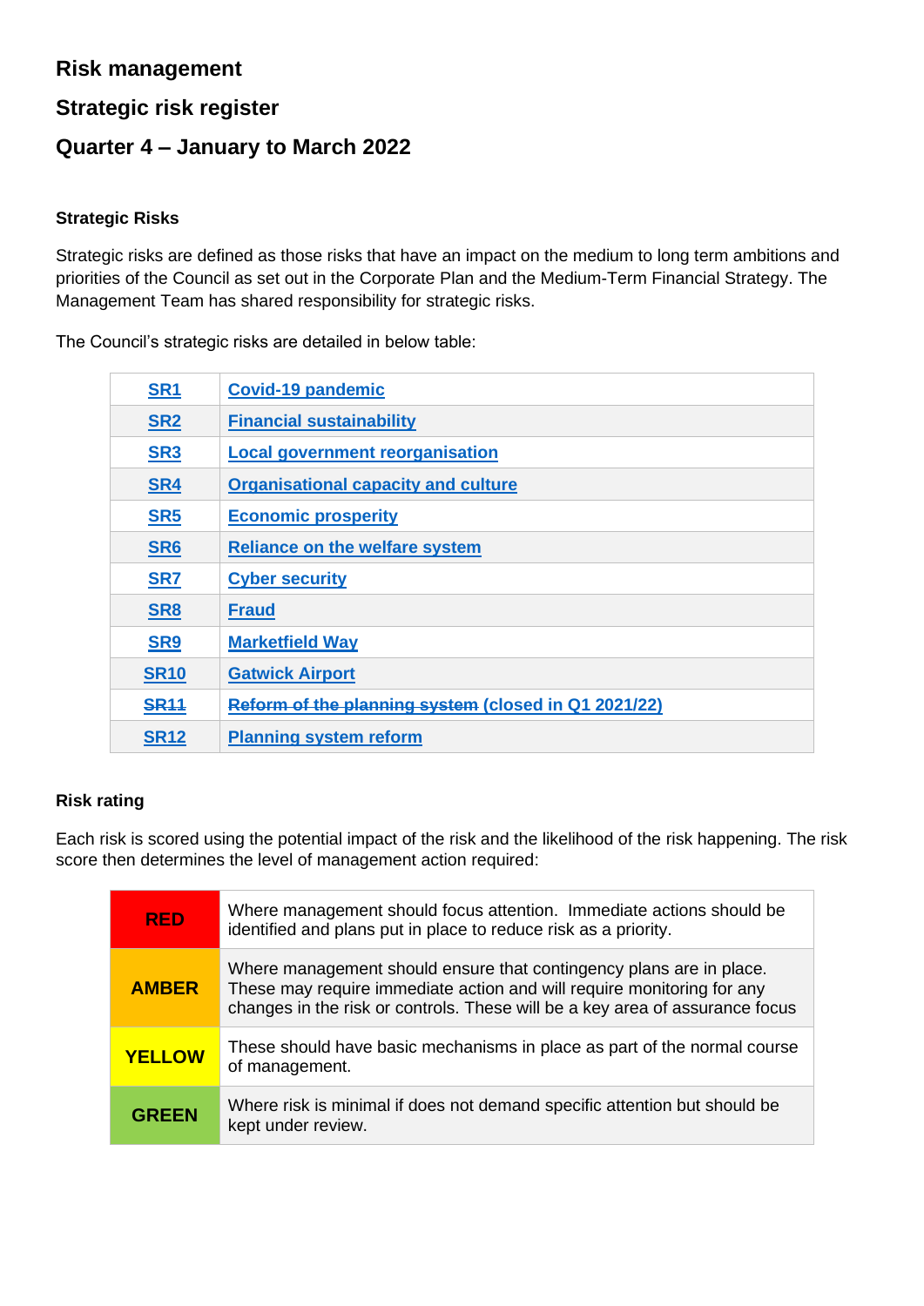# Risk management

## Strategic risk register

## Quarter 4 – January to March 2022

### Strategic Risks

Strategic risks are defined as those risks that have an impact on the medium to long term ambitions and priorities of the Council as set out in the Corporate Plan and the Medium-Term Financial Strategy. The Management Team has shared responsibility for strategic risks.

The Council's strategic risks are detailed in below table:

| | |
|---|---|
| SR1 | Covid-19 pandemic |
| SR2 | Financial sustainability |
| SR3 | Local government reorganisation |
| SR4 | Organisational capacity and culture |
| SR5 | Economic prosperity |
| SR6 | Reliance on the welfare system |
| SR7 | Cyber security |
| SR8 | Fraud |
| SR9 | Marketfield Way |
| SR10 | Gatwick Airport |
| ~~SR11~~ | ~~Reform of the planning system~~ (closed in Q1 2021/22) |
| SR12 | Planning system reform |

### Risk rating

Each risk is scored using the potential impact of the risk and the likelihood of the risk happening. The risk score then determines the level of management action required:

| | |
|---|---|
| RED | Where management should focus attention. Immediate actions should be identified and plans put in place to reduce risk as a priority. |
| AMBER | Where management should ensure that contingency plans are in place. These may require immediate action and will require monitoring for any changes in the risk or controls. These will be a key area of assurance focus |
| YELLOW | These should have basic mechanisms in place as part of the normal course of management. |
| GREEN | Where risk is minimal if does not demand specific attention but should be kept under review. |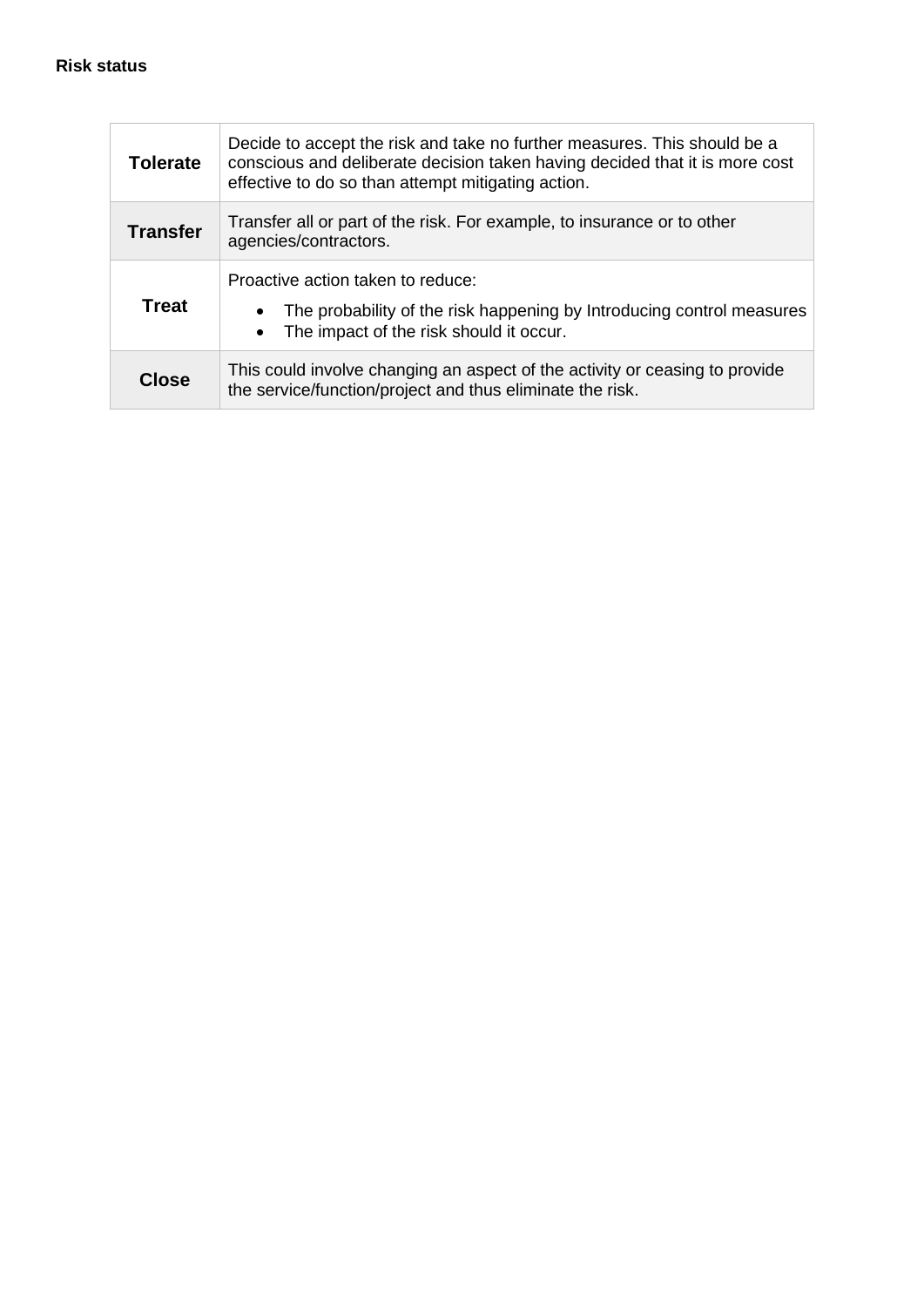**Risk status**

| | |
|---|---|
| **Tolerate** | Decide to accept the risk and take no further measures. This should be a conscious and deliberate decision taken having decided that it is more cost effective to do so than attempt mitigating action. |
| **Transfer** | Transfer all or part of the risk. For example, to insurance or to other agencies/contractors. |
| **Treat** | Proactive action taken to reduce:<br>• The probability of the risk happening by Introducing control measures<br>• The impact of the risk should it occur. |
| **Close** | This could involve changing an aspect of the activity or ceasing to provide the service/function/project and thus eliminate the risk. |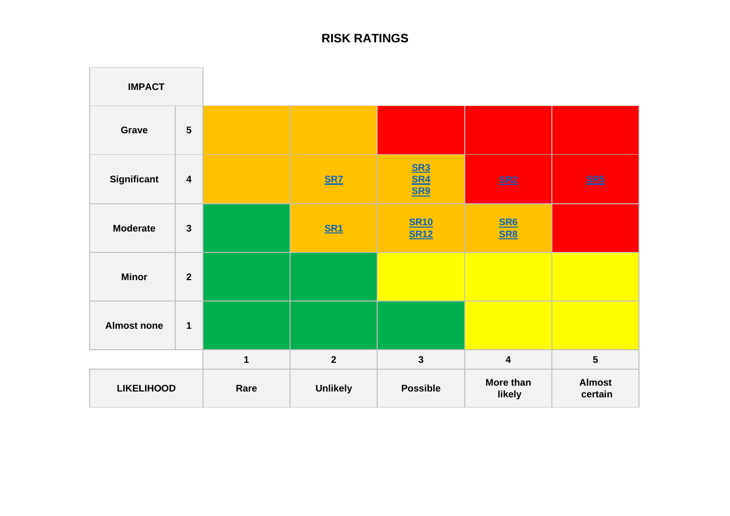# RISK RATINGS

| IMPACT | | 1 Rare | 2 Unlikely | 3 Possible | 4 More than likely | 5 Almost certain |
|---|---|---|---|---|---|---|
| Grave | 5 | | | | | |
| Significant | 4 | | SR7 | SR3<br>SR4<br>SR9 | SR2 | SR5 |
| Moderate | 3 | | SR1 | SR10<br>SR12 | SR6<br>SR8 | |
| Minor | 2 | | | | | |
| Almost none | 1 | | | | | |

LIKELIHOOD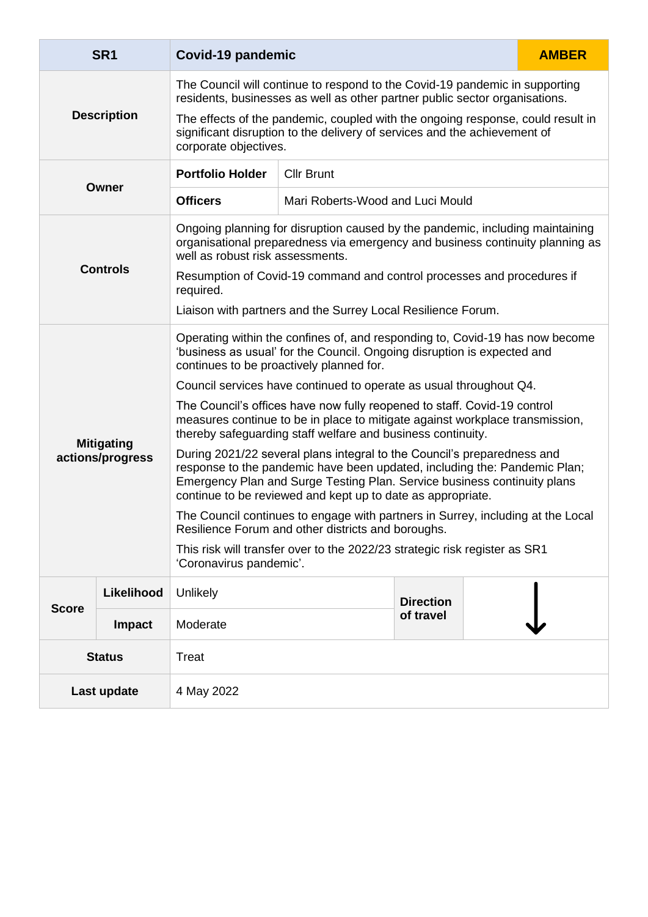| SR1 | Covid-19 pandemic | | | AMBER |
|---|---|---|---|---|
| **Description** | The Council will continue to respond to the Covid-19 pandemic in supporting residents, businesses as well as other partner public sector organisations.<br><br>The effects of the pandemic, coupled with the ongoing response, could result in significant disruption to the delivery of services and the achievement of corporate objectives. | | | |
| **Owner** | **Portfolio Holder** | Cllr Brunt | | |
| | **Officers** | Mari Roberts-Wood and Luci Mould | | |
| **Controls** | Ongoing planning for disruption caused by the pandemic, including maintaining organisational preparedness via emergency and business continuity planning as well as robust risk assessments.<br><br>Resumption of Covid-19 command and control processes and procedures if required.<br><br>Liaison with partners and the Surrey Local Resilience Forum. | | | |
| **Mitigating actions/progress** | Operating within the confines of, and responding to, Covid-19 has now become 'business as usual' for the Council. Ongoing disruption is expected and continues to be proactively planned for.<br><br>Council services have continued to operate as usual throughout Q4.<br><br>The Council's offices have now fully reopened to staff. Covid-19 control measures continue to be in place to mitigate against workplace transmission, thereby safeguarding staff welfare and business continuity.<br><br>During 2021/22 several plans integral to the Council's preparedness and response to the pandemic have been updated, including the: Pandemic Plan; Emergency Plan and Surge Testing Plan. Service business continuity plans continue to be reviewed and kept up to date as appropriate.<br><br>The Council continues to engage with partners in Surrey, including at the Local Resilience Forum and other districts and boroughs.<br><br>This risk will transfer over to the 2022/23 strategic risk register as SR1 'Coronavirus pandemic'. | | | |
| **Score** – Likelihood | Unlikely | | **Direction of travel** | ↓ |
| **Score** – Impact | Moderate | | | |
| **Status** | Treat | | | |
| **Last update** | 4 May 2022 | | | |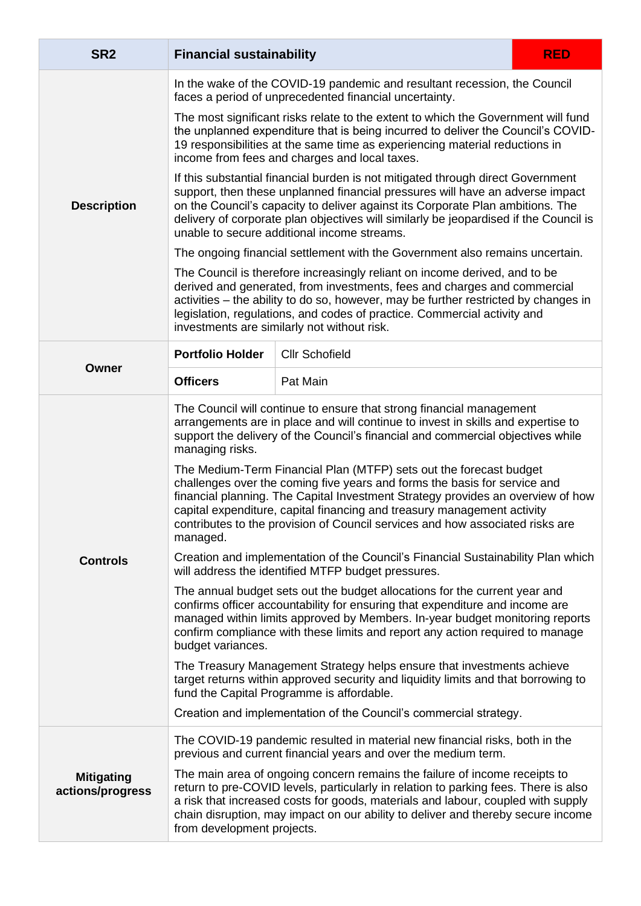| SR2 | Financial sustainability | | RED |
|---|---|---|---|
| **Description** | In the wake of the COVID-19 pandemic and resultant recession, the Council faces a period of unprecedented financial uncertainty.<br><br>The most significant risks relate to the extent to which the Government will fund the unplanned expenditure that is being incurred to deliver the Council's COVID-19 responsibilities at the same time as experiencing material reductions in income from fees and charges and local taxes.<br><br>If this substantial financial burden is not mitigated through direct Government support, then these unplanned financial pressures will have an adverse impact on the Council's capacity to deliver against its Corporate Plan ambitions. The delivery of corporate plan objectives will similarly be jeopardised if the Council is unable to secure additional income streams.<br><br>The ongoing financial settlement with the Government also remains uncertain.<br><br>The Council is therefore increasingly reliant on income derived, and to be derived and generated, from investments, fees and charges and commercial activities – the ability to do so, however, may be further restricted by changes in legislation, regulations, and codes of practice. Commercial activity and investments are similarly not without risk. | | |
| **Owner** | **Portfolio Holder** | Cllr Schofield | |
| | **Officers** | Pat Main | |
| **Controls** | The Council will continue to ensure that strong financial management arrangements are in place and will continue to invest in skills and expertise to support the delivery of the Council's financial and commercial objectives while managing risks.<br><br>The Medium-Term Financial Plan (MTFP) sets out the forecast budget challenges over the coming five years and forms the basis for service and financial planning. The Capital Investment Strategy provides an overview of how capital expenditure, capital financing and treasury management activity contributes to the provision of Council services and how associated risks are managed.<br><br>Creation and implementation of the Council's Financial Sustainability Plan which will address the identified MTFP budget pressures.<br><br>The annual budget sets out the budget allocations for the current year and confirms officer accountability for ensuring that expenditure and income are managed within limits approved by Members. In-year budget monitoring reports confirm compliance with these limits and report any action required to manage budget variances.<br><br>The Treasury Management Strategy helps ensure that investments achieve target returns within approved security and liquidity limits and that borrowing to fund the Capital Programme is affordable.<br><br>Creation and implementation of the Council's commercial strategy. | | |
| **Mitigating actions/progress** | The COVID-19 pandemic resulted in material new financial risks, both in the previous and current financial years and over the medium term.<br><br>The main area of ongoing concern remains the failure of income receipts to return to pre-COVID levels, particularly in relation to parking fees. There is also a risk that increased costs for goods, materials and labour, coupled with supply chain disruption, may impact on our ability to deliver and thereby secure income from development projects. | | |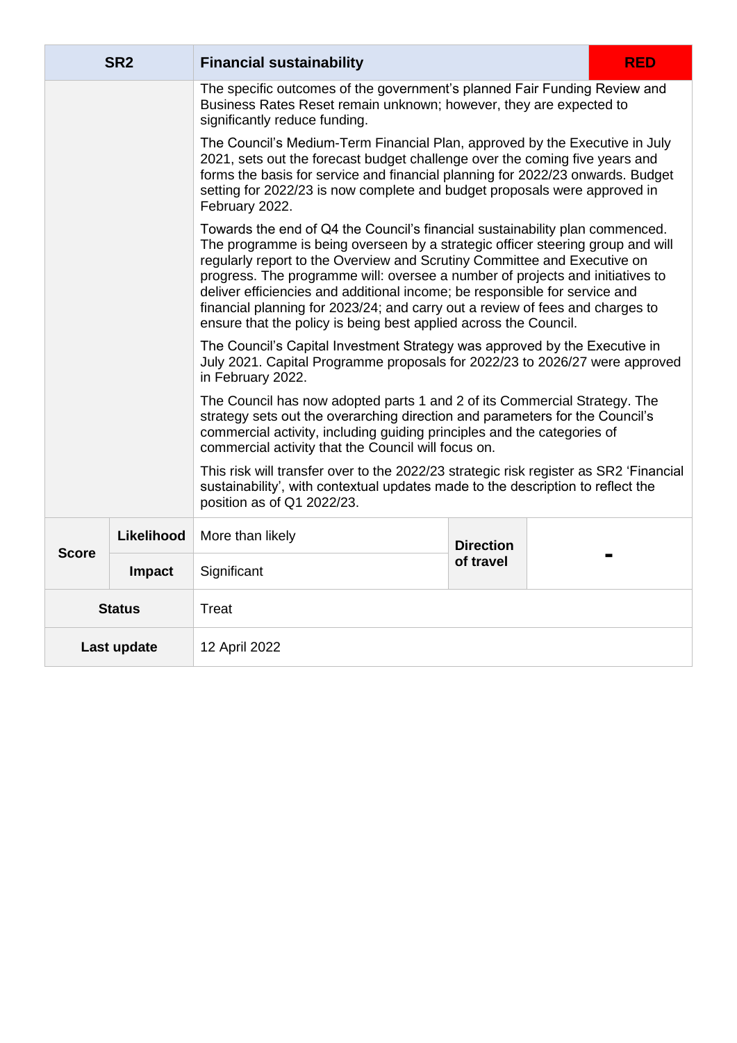| SR2 | | Financial sustainability | | RED |
|---|---|---|---|---|
| | | The specific outcomes of the government's planned Fair Funding Review and Business Rates Reset remain unknown; however, they are expected to significantly reduce funding.<br><br>The Council's Medium-Term Financial Plan, approved by the Executive in July 2021, sets out the forecast budget challenge over the coming five years and forms the basis for service and financial planning for 2022/23 onwards. Budget setting for 2022/23 is now complete and budget proposals were approved in February 2022.<br><br>Towards the end of Q4 the Council's financial sustainability plan commenced. The programme is being overseen by a strategic officer steering group and will regularly report to the Overview and Scrutiny Committee and Executive on progress. The programme will: oversee a number of projects and initiatives to deliver efficiencies and additional income; be responsible for service and financial planning for 2023/24; and carry out a review of fees and charges to ensure that the policy is being best applied across the Council.<br><br>The Council's Capital Investment Strategy was approved by the Executive in July 2021. Capital Programme proposals for 2022/23 to 2026/27 were approved in February 2022.<br><br>The Council has now adopted parts 1 and 2 of its Commercial Strategy. The strategy sets out the overarching direction and parameters for the Council's commercial activity, including guiding principles and the categories of commercial activity that the Council will focus on.<br><br>This risk will transfer over to the 2022/23 strategic risk register as SR2 'Financial sustainability', with contextual updates made to the description to reflect the position as of Q1 2022/23. | | |
| Score | Likelihood | More than likely | Direction of travel | - |
| | Impact | Significant | | |
| Status | | Treat | | |
| Last update | | 12 April 2022 | | |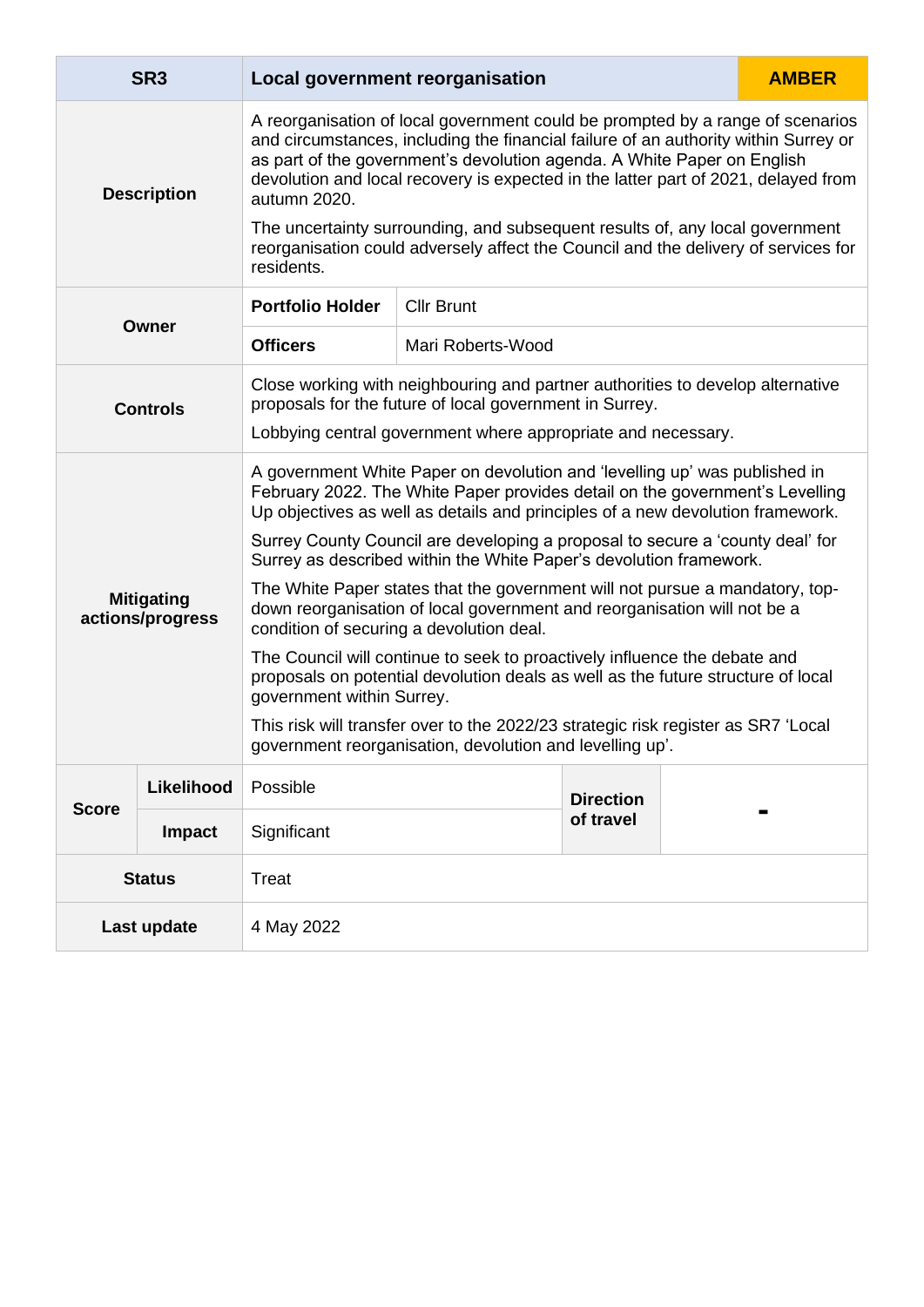| SR3 | Local government reorganisation | | | AMBER |
|---|---|---|---|---|
| **Description** | A reorganisation of local government could be prompted by a range of scenarios and circumstances, including the financial failure of an authority within Surrey or as part of the government's devolution agenda. A White Paper on English devolution and local recovery is expected in the latter part of 2021, delayed from autumn 2020.<br><br>The uncertainty surrounding, and subsequent results of, any local government reorganisation could adversely affect the Council and the delivery of services for residents. | | | |
| **Owner** | **Portfolio Holder** | Cllr Brunt | | |
| | **Officers** | Mari Roberts-Wood | | |
| **Controls** | Close working with neighbouring and partner authorities to develop alternative proposals for the future of local government in Surrey.<br><br>Lobbying central government where appropriate and necessary. | | | |
| **Mitigating actions/progress** | A government White Paper on devolution and 'levelling up' was published in February 2022. The White Paper provides detail on the government's Levelling Up objectives as well as details and principles of a new devolution framework.<br><br>Surrey County Council are developing a proposal to secure a 'county deal' for Surrey as described within the White Paper's devolution framework.<br><br>The White Paper states that the government will not pursue a mandatory, top-down reorganisation of local government and reorganisation will not be a condition of securing a devolution deal.<br><br>The Council will continue to seek to proactively influence the debate and proposals on potential devolution deals as well as the future structure of local government within Surrey.<br><br>This risk will transfer over to the 2022/23 strategic risk register as SR7 'Local government reorganisation, devolution and levelling up'. | | | |
| **Score** – **Likelihood** | Possible | | **Direction of travel** | - |
| **Score** – **Impact** | Significant | | | |
| **Status** | Treat | | | |
| **Last update** | 4 May 2022 | | | |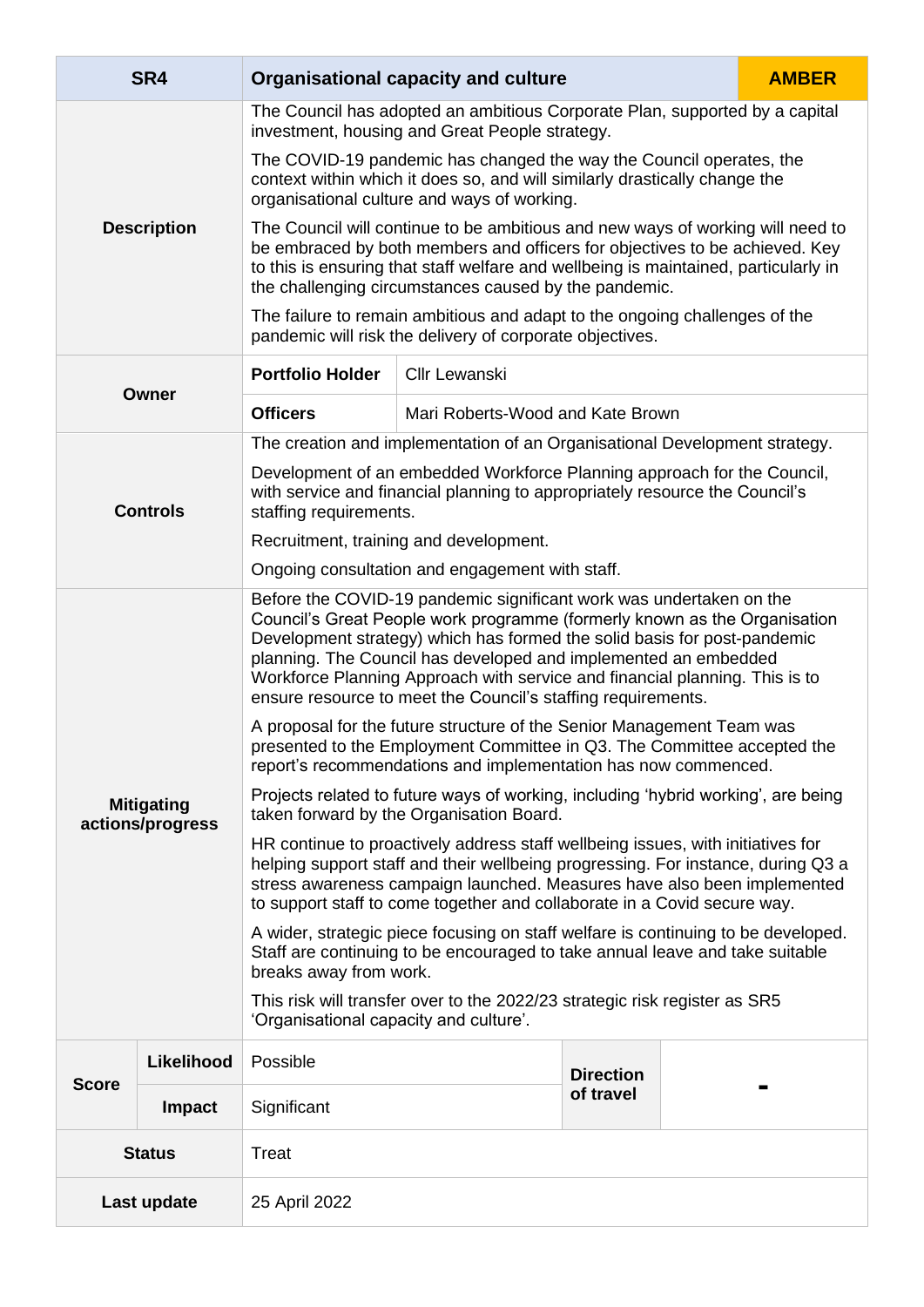| SR4 | Organisational capacity and culture | | | AMBER |
|---|---|---|---|---|
| **Description** | The Council has adopted an ambitious Corporate Plan, supported by a capital investment, housing and Great People strategy.<br><br>The COVID-19 pandemic has changed the way the Council operates, the context within which it does so, and will similarly drastically change the organisational culture and ways of working.<br><br>The Council will continue to be ambitious and new ways of working will need to be embraced by both members and officers for objectives to be achieved. Key to this is ensuring that staff welfare and wellbeing is maintained, particularly in the challenging circumstances caused by the pandemic.<br><br>The failure to remain ambitious and adapt to the ongoing challenges of the pandemic will risk the delivery of corporate objectives. | | | |
| **Owner** | **Portfolio Holder** | Cllr Lewanski | | |
| | **Officers** | Mari Roberts-Wood and Kate Brown | | |
| **Controls** | The creation and implementation of an Organisational Development strategy.<br><br>Development of an embedded Workforce Planning approach for the Council, with service and financial planning to appropriately resource the Council's staffing requirements.<br><br>Recruitment, training and development.<br><br>Ongoing consultation and engagement with staff. | | | |
| **Mitigating actions/progress** | Before the COVID-19 pandemic significant work was undertaken on the Council's Great People work programme (formerly known as the Organisation Development strategy) which has formed the solid basis for post-pandemic planning. The Council has developed and implemented an embedded Workforce Planning Approach with service and financial planning. This is to ensure resource to meet the Council's staffing requirements.<br><br>A proposal for the future structure of the Senior Management Team was presented to the Employment Committee in Q3. The Committee accepted the report's recommendations and implementation has now commenced.<br><br>Projects related to future ways of working, including 'hybrid working', are being taken forward by the Organisation Board.<br><br>HR continue to proactively address staff wellbeing issues, with initiatives for helping support staff and their wellbeing progressing. For instance, during Q3 a stress awareness campaign launched. Measures have also been implemented to support staff to come together and collaborate in a Covid secure way.<br><br>A wider, strategic piece focusing on staff welfare is continuing to be developed. Staff are continuing to be encouraged to take annual leave and take suitable breaks away from work.<br><br>This risk will transfer over to the 2022/23 strategic risk register as SR5 'Organisational capacity and culture'. | | | |
| **Score** – **Likelihood** | Possible | | **Direction of travel** | - |
| **Score** – **Impact** | Significant | | | |
| **Status** | Treat | | | |
| **Last update** | 25 April 2022 | | | |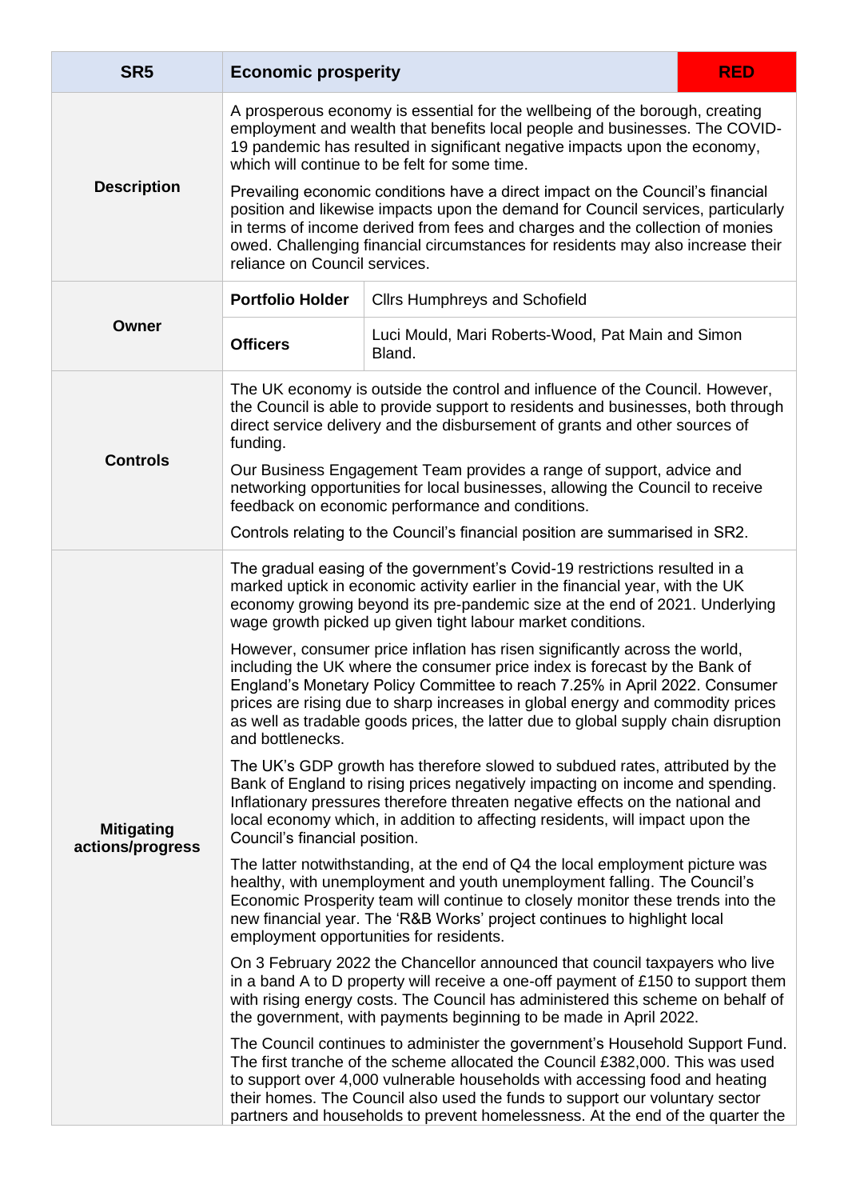| SR5 | Economic prosperity | | RED |
|---|---|---|---|
| **Description** | A prosperous economy is essential for the wellbeing of the borough, creating employment and wealth that benefits local people and businesses. The COVID-19 pandemic has resulted in significant negative impacts upon the economy, which will continue to be felt for some time.<br><br>Prevailing economic conditions have a direct impact on the Council's financial position and likewise impacts upon the demand for Council services, particularly in terms of income derived from fees and charges and the collection of monies owed. Challenging financial circumstances for residents may also increase their reliance on Council services. | | |
| **Owner** | **Portfolio Holder** | Cllrs Humphreys and Schofield | |
| | **Officers** | Luci Mould, Mari Roberts-Wood, Pat Main and Simon Bland. | |
| **Controls** | The UK economy is outside the control and influence of the Council. However, the Council is able to provide support to residents and businesses, both through direct service delivery and the disbursement of grants and other sources of funding.<br><br>Our Business Engagement Team provides a range of support, advice and networking opportunities for local businesses, allowing the Council to receive feedback on economic performance and conditions.<br><br>Controls relating to the Council's financial position are summarised in SR2. | | |
| **Mitigating actions/progress** | The gradual easing of the government's Covid-19 restrictions resulted in a marked uptick in economic activity earlier in the financial year, with the UK economy growing beyond its pre-pandemic size at the end of 2021. Underlying wage growth picked up given tight labour market conditions.<br><br>However, consumer price inflation has risen significantly across the world, including the UK where the consumer price index is forecast by the Bank of England's Monetary Policy Committee to reach 7.25% in April 2022. Consumer prices are rising due to sharp increases in global energy and commodity prices as well as tradable goods prices, the latter due to global supply chain disruption and bottlenecks.<br><br>The UK's GDP growth has therefore slowed to subdued rates, attributed by the Bank of England to rising prices negatively impacting on income and spending. Inflationary pressures therefore threaten negative effects on the national and local economy which, in addition to affecting residents, will impact upon the Council's financial position.<br><br>The latter notwithstanding, at the end of Q4 the local employment picture was healthy, with unemployment and youth unemployment falling. The Council's Economic Prosperity team will continue to closely monitor these trends into the new financial year. The 'R&B Works' project continues to highlight local employment opportunities for residents.<br><br>On 3 February 2022 the Chancellor announced that council taxpayers who live in a band A to D property will receive a one-off payment of £150 to support them with rising energy costs. The Council has administered this scheme on behalf of the government, with payments beginning to be made in April 2022.<br><br>The Council continues to administer the government's Household Support Fund. The first tranche of the scheme allocated the Council £382,000. This was used to support over 4,000 vulnerable households with accessing food and heating their homes. The Council also used the funds to support our voluntary sector partners and households to prevent homelessness. At the end of the quarter the | | |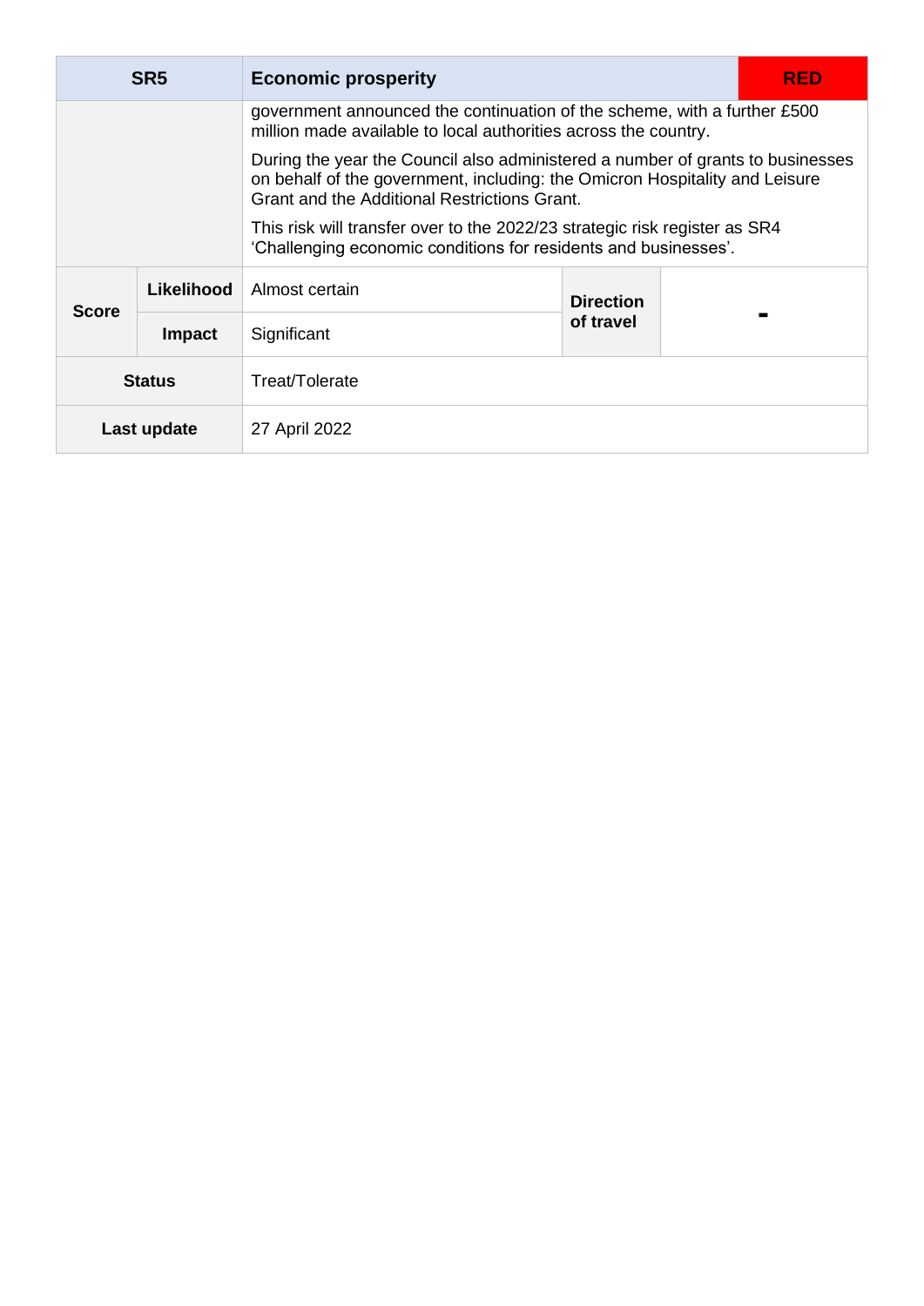| SR5 | | Economic prosperity | | | RED |
|---|---|---|---|---|---|
| | | government announced the continuation of the scheme, with a further £500 million made available to local authorities across the country.<br><br>During the year the Council also administered a number of grants to businesses on behalf of the government, including: the Omicron Hospitality and Leisure Grant and the Additional Restrictions Grant.<br><br>This risk will transfer over to the 2022/23 strategic risk register as SR4 'Challenging economic conditions for residents and businesses'. | | | |
| Score | Likelihood | Almost certain | Direction of travel | - | |
| | Impact | Significant | | | |
| Status | | Treat/Tolerate | | | |
| Last update | | 27 April 2022 | | | |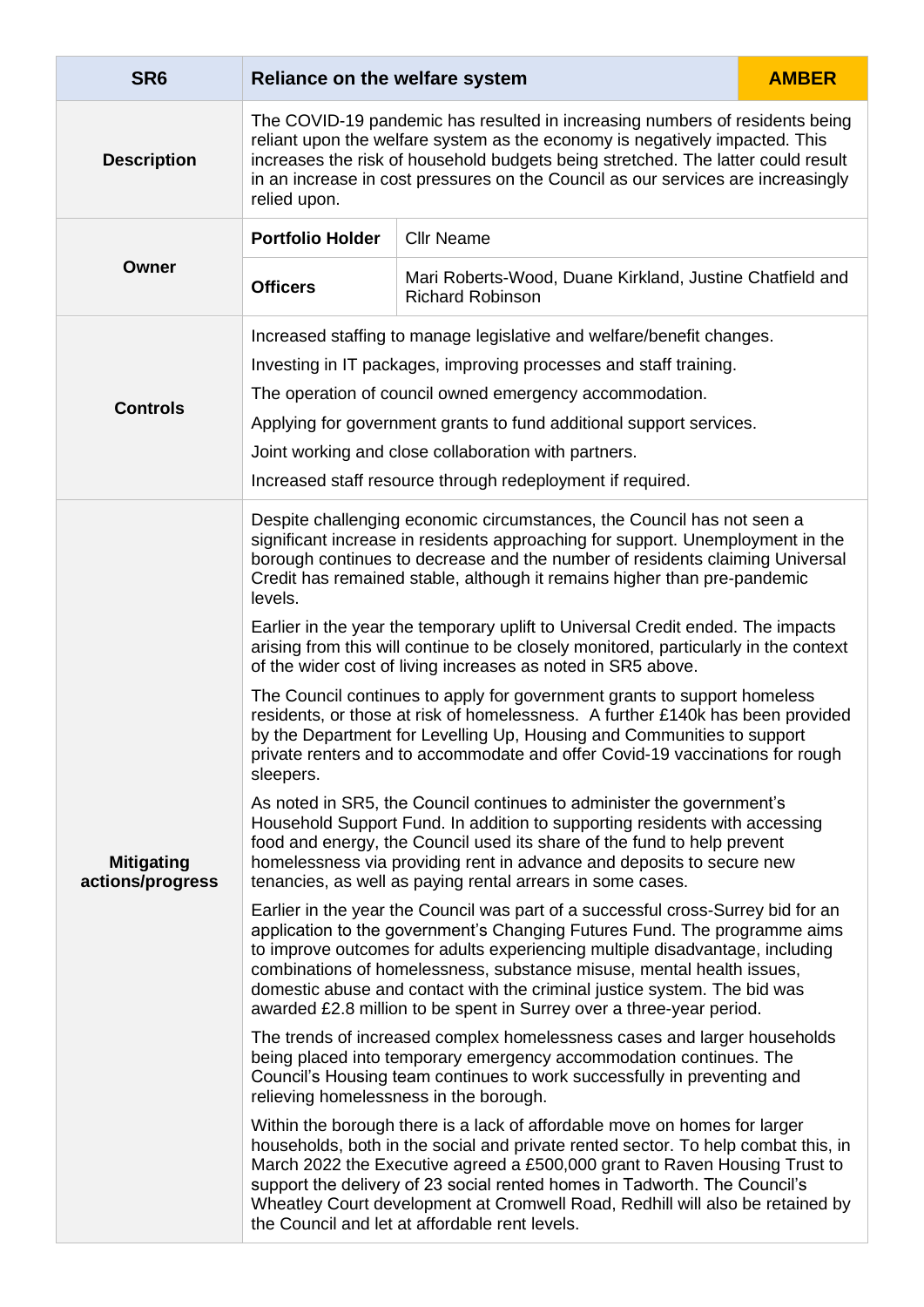| SR6 | Reliance on the welfare system | | AMBER |
|---|---|---|---|
| **Description** | The COVID-19 pandemic has resulted in increasing numbers of residents being reliant upon the welfare system as the economy is negatively impacted. This increases the risk of household budgets being stretched. The latter could result in an increase in cost pressures on the Council as our services are increasingly relied upon. | | |
| **Owner** | **Portfolio Holder** | Cllr Neame | |
| | **Officers** | Mari Roberts-Wood, Duane Kirkland, Justine Chatfield and Richard Robinson | |
| **Controls** | Increased staffing to manage legislative and welfare/benefit changes.<br><br>Investing in IT packages, improving processes and staff training.<br><br>The operation of council owned emergency accommodation.<br><br>Applying for government grants to fund additional support services.<br><br>Joint working and close collaboration with partners.<br><br>Increased staff resource through redeployment if required. | | |
| **Mitigating actions/progress** | Despite challenging economic circumstances, the Council has not seen a significant increase in residents approaching for support. Unemployment in the borough continues to decrease and the number of residents claiming Universal Credit has remained stable, although it remains higher than pre-pandemic levels.<br><br>Earlier in the year the temporary uplift to Universal Credit ended. The impacts arising from this will continue to be closely monitored, particularly in the context of the wider cost of living increases as noted in SR5 above.<br><br>The Council continues to apply for government grants to support homeless residents, or those at risk of homelessness. A further £140k has been provided by the Department for Levelling Up, Housing and Communities to support private renters and to accommodate and offer Covid-19 vaccinations for rough sleepers.<br><br>As noted in SR5, the Council continues to administer the government's Household Support Fund. In addition to supporting residents with accessing food and energy, the Council used its share of the fund to help prevent homelessness via providing rent in advance and deposits to secure new tenancies, as well as paying rental arrears in some cases.<br><br>Earlier in the year the Council was part of a successful cross-Surrey bid for an application to the government's Changing Futures Fund. The programme aims to improve outcomes for adults experiencing multiple disadvantage, including combinations of homelessness, substance misuse, mental health issues, domestic abuse and contact with the criminal justice system. The bid was awarded £2.8 million to be spent in Surrey over a three-year period.<br><br>The trends of increased complex homelessness cases and larger households being placed into temporary emergency accommodation continues. The Council's Housing team continues to work successfully in preventing and relieving homelessness in the borough.<br><br>Within the borough there is a lack of affordable move on homes for larger households, both in the social and private rented sector. To help combat this, in March 2022 the Executive agreed a £500,000 grant to Raven Housing Trust to support the delivery of 23 social rented homes in Tadworth. The Council's Wheatley Court development at Cromwell Road, Redhill will also be retained by the Council and let at affordable rent levels. | | |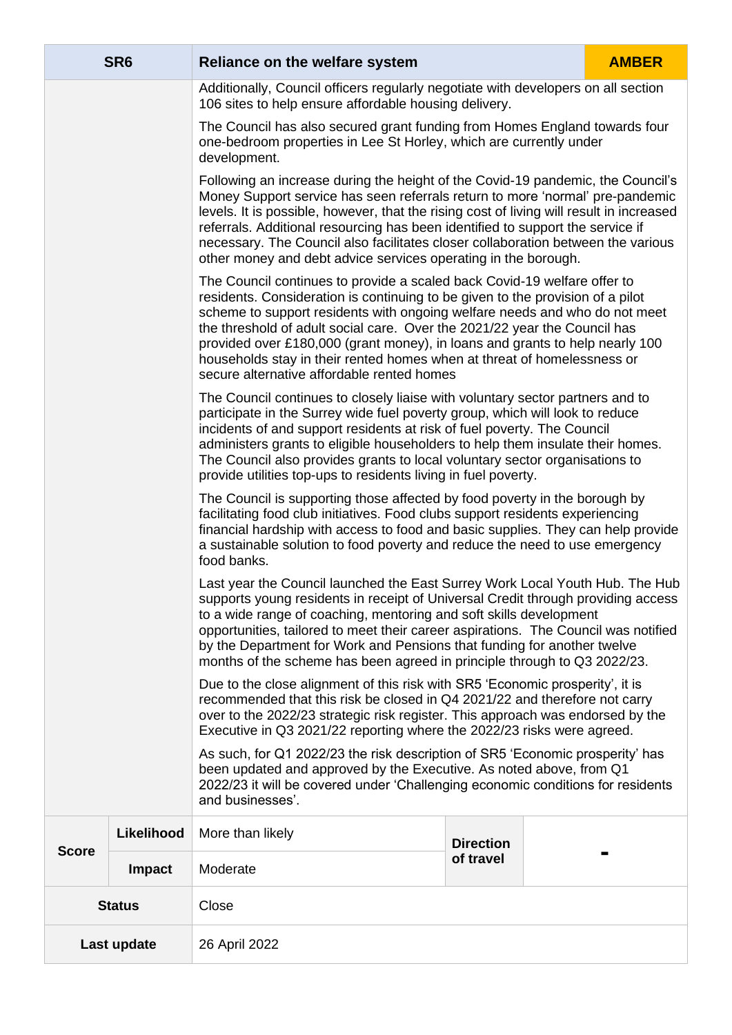| SR6 | Reliance on the welfare system | | | AMBER |
|---|---|---|---|---|
| | Additionally, Council officers regularly negotiate with developers on all section 106 sites to help ensure affordable housing delivery.<br><br>The Council has also secured grant funding from Homes England towards four one-bedroom properties in Lee St Horley, which are currently under development.<br><br>Following an increase during the height of the Covid-19 pandemic, the Council's Money Support service has seen referrals return to more 'normal' pre-pandemic levels. It is possible, however, that the rising cost of living will result in increased referrals. Additional resourcing has been identified to support the service if necessary. The Council also facilitates closer collaboration between the various other money and debt advice services operating in the borough.<br><br>The Council continues to provide a scaled back Covid-19 welfare offer to residents. Consideration is continuing to be given to the provision of a pilot scheme to support residents with ongoing welfare needs and who do not meet the threshold of adult social care. Over the 2021/22 year the Council has provided over £180,000 (grant money), in loans and grants to help nearly 100 households stay in their rented homes when at threat of homelessness or secure alternative affordable rented homes<br><br>The Council continues to closely liaise with voluntary sector partners and to participate in the Surrey wide fuel poverty group, which will look to reduce incidents of and support residents at risk of fuel poverty. The Council administers grants to eligible householders to help them insulate their homes. The Council also provides grants to local voluntary sector organisations to provide utilities top-ups to residents living in fuel poverty.<br><br>The Council is supporting those affected by food poverty in the borough by facilitating food club initiatives. Food clubs support residents experiencing financial hardship with access to food and basic supplies. They can help provide a sustainable solution to food poverty and reduce the need to use emergency food banks.<br><br>Last year the Council launched the East Surrey Work Local Youth Hub. The Hub supports young residents in receipt of Universal Credit through providing access to a wide range of coaching, mentoring and soft skills development opportunities, tailored to meet their career aspirations. The Council was notified by the Department for Work and Pensions that funding for another twelve months of the scheme has been agreed in principle through to Q3 2022/23.<br><br>Due to the close alignment of this risk with SR5 'Economic prosperity', it is recommended that this risk be closed in Q4 2021/22 and therefore not carry over to the 2022/23 strategic risk register. This approach was endorsed by the Executive in Q3 2021/22 reporting where the 2022/23 risks were agreed.<br><br>As such, for Q1 2022/23 the risk description of SR5 'Economic prosperity' has been updated and approved by the Executive. As noted above, from Q1 2022/23 it will be covered under 'Challenging economic conditions for residents and businesses'. | | | |
| **Score** – **Likelihood** | More than likely | **Direction of travel** | - | |
| **Score** – **Impact** | Moderate | | | |
| **Status** | Close | | | |
| **Last update** | 26 April 2022 | | | |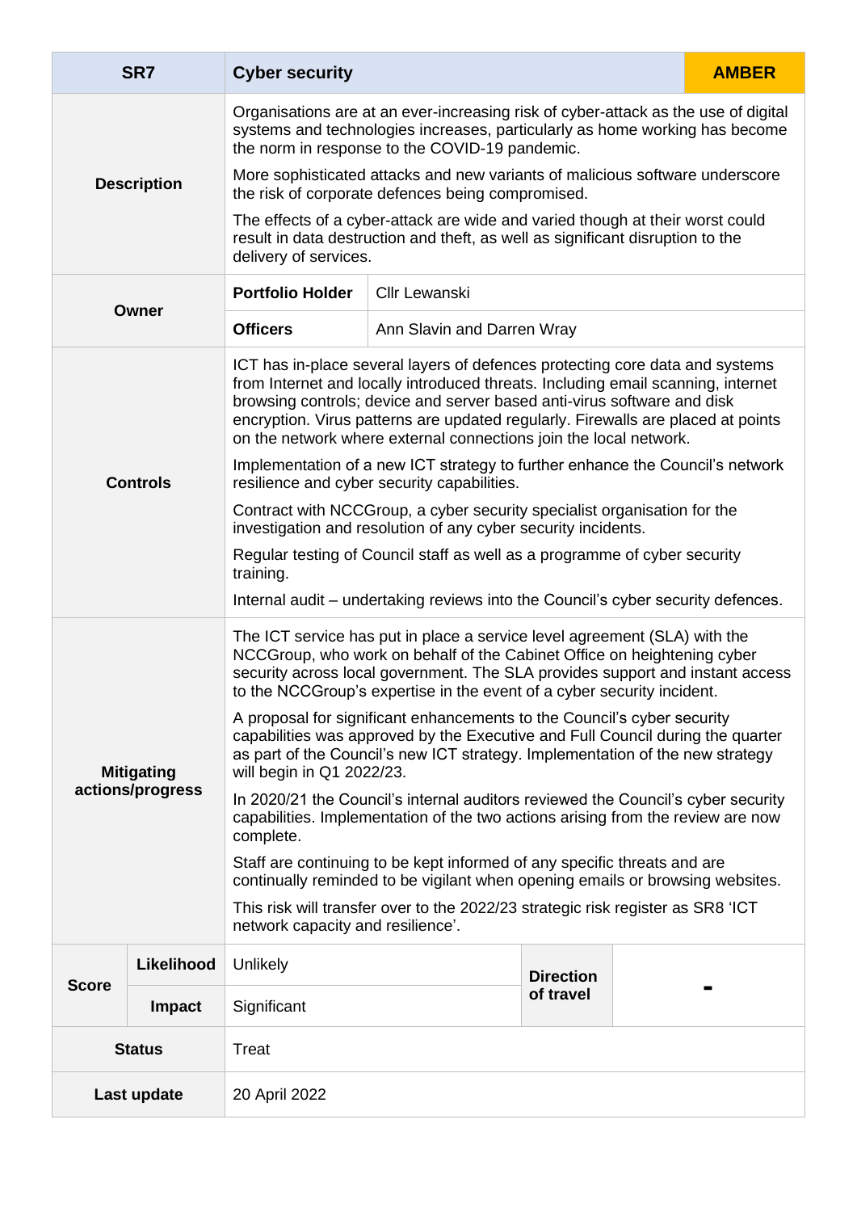| SR7 | Cyber security | | | AMBER |
|---|---|---|---|---|
| **Description** | Organisations are at an ever-increasing risk of cyber-attack as the use of digital systems and technologies increases, particularly as home working has become the norm in response to the COVID-19 pandemic.<br><br>More sophisticated attacks and new variants of malicious software underscore the risk of corporate defences being compromised.<br><br>The effects of a cyber-attack are wide and varied though at their worst could result in data destruction and theft, as well as significant disruption to the delivery of services. | | | |
| **Owner** | **Portfolio Holder** | Cllr Lewanski | | |
| | **Officers** | Ann Slavin and Darren Wray | | |
| **Controls** | ICT has in-place several layers of defences protecting core data and systems from Internet and locally introduced threats. Including email scanning, internet browsing controls; device and server based anti-virus software and disk encryption. Virus patterns are updated regularly. Firewalls are placed at points on the network where external connections join the local network.<br><br>Implementation of a new ICT strategy to further enhance the Council's network resilience and cyber security capabilities.<br><br>Contract with NCCGroup, a cyber security specialist organisation for the investigation and resolution of any cyber security incidents.<br><br>Regular testing of Council staff as well as a programme of cyber security training.<br><br>Internal audit – undertaking reviews into the Council's cyber security defences. | | | |
| **Mitigating actions/progress** | The ICT service has put in place a service level agreement (SLA) with the NCCGroup, who work on behalf of the Cabinet Office on heightening cyber security across local government. The SLA provides support and instant access to the NCCGroup's expertise in the event of a cyber security incident.<br><br>A proposal for significant enhancements to the Council's cyber security capabilities was approved by the Executive and Full Council during the quarter as part of the Council's new ICT strategy. Implementation of the new strategy will begin in Q1 2022/23.<br><br>In 2020/21 the Council's internal auditors reviewed the Council's cyber security capabilities. Implementation of the two actions arising from the review are now complete.<br><br>Staff are continuing to be kept informed of any specific threats and are continually reminded to be vigilant when opening emails or browsing websites.<br><br>This risk will transfer over to the 2022/23 strategic risk register as SR8 'ICT network capacity and resilience'. | | | |
| **Score** | **Likelihood** | Unlikely | **Direction of travel** | ▬ |
| | **Impact** | Significant | | |
| **Status** | Treat | | | |
| **Last update** | 20 April 2022 | | | |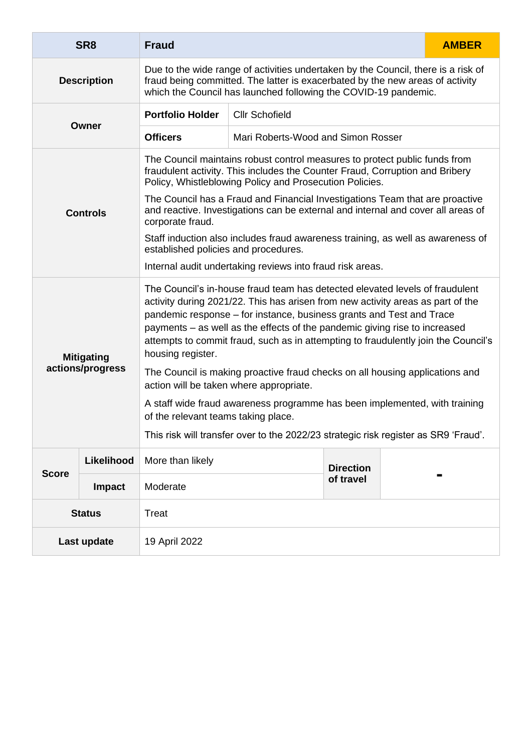| SR8 | Fraud | | | AMBER |
|---|---|---|---|---|
| **Description** | Due to the wide range of activities undertaken by the Council, there is a risk of fraud being committed. The latter is exacerbated by the new areas of activity which the Council has launched following the COVID-19 pandemic. | | | |
| **Owner** | **Portfolio Holder** | Cllr Schofield | | |
| | **Officers** | Mari Roberts-Wood and Simon Rosser | | |
| **Controls** | The Council maintains robust control measures to protect public funds from fraudulent activity. This includes the Counter Fraud, Corruption and Bribery Policy, Whistleblowing Policy and Prosecution Policies.<br><br>The Council has a Fraud and Financial Investigations Team that are proactive and reactive. Investigations can be external and internal and cover all areas of corporate fraud.<br><br>Staff induction also includes fraud awareness training, as well as awareness of established policies and procedures.<br><br>Internal audit undertaking reviews into fraud risk areas. | | | |
| **Mitigating actions/progress** | The Council's in-house fraud team has detected elevated levels of fraudulent activity during 2021/22. This has arisen from new activity areas as part of the pandemic response – for instance, business grants and Test and Trace payments – as well as the effects of the pandemic giving rise to increased attempts to commit fraud, such as in attempting to fraudulently join the Council's housing register.<br><br>The Council is making proactive fraud checks on all housing applications and action will be taken where appropriate.<br><br>A staff wide fraud awareness programme has been implemented, with training of the relevant teams taking place.<br><br>This risk will transfer over to the 2022/23 strategic risk register as SR9 'Fraud'. | | | |
| **Score** – **Likelihood** | More than likely | | **Direction of travel** | - |
| **Score** – **Impact** | Moderate | | | |
| **Status** | Treat | | | |
| **Last update** | 19 April 2022 | | | |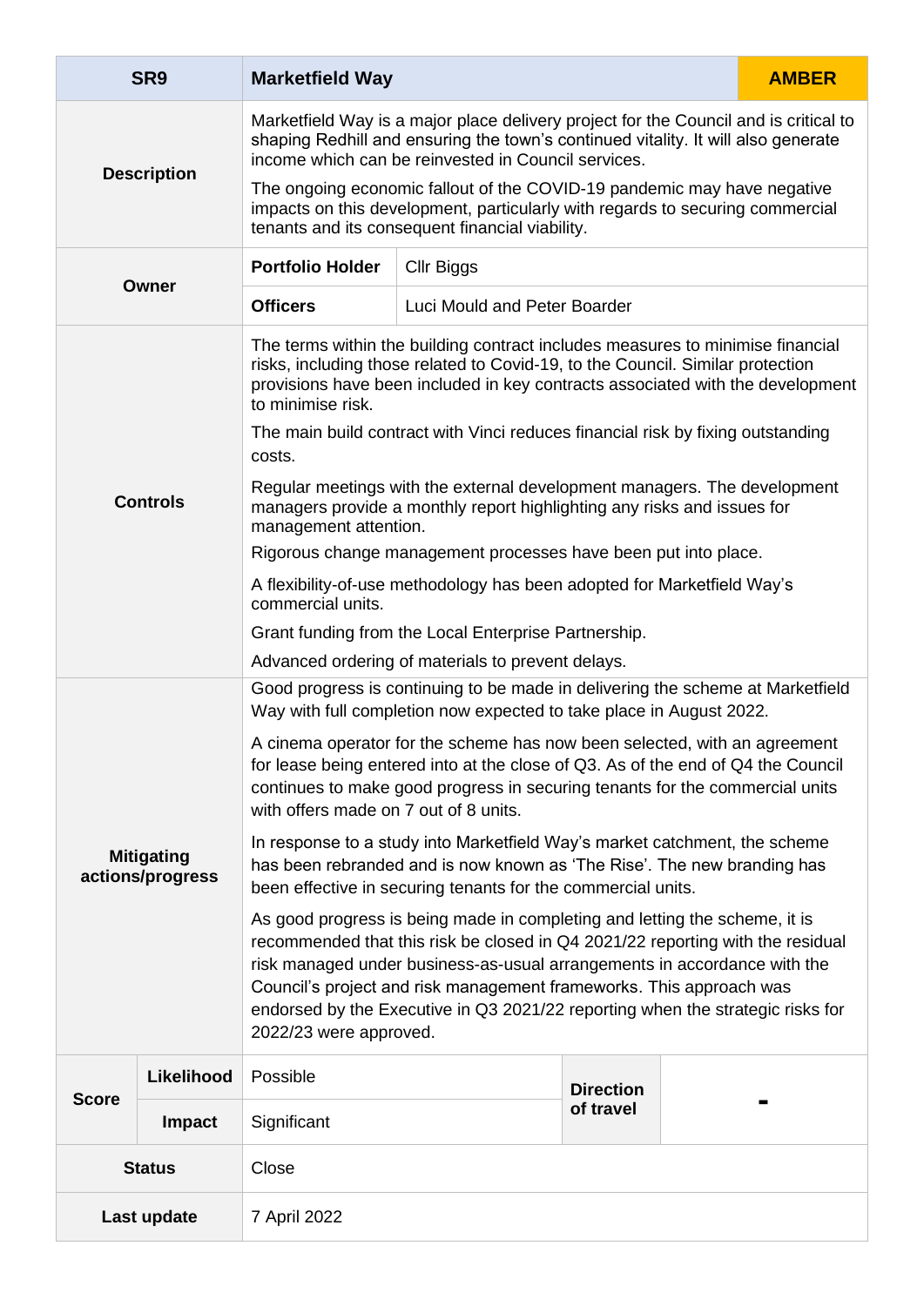| SR9 | Marketfield Way | | | AMBER |
|---|---|---|---|---|
| **Description** | Marketfield Way is a major place delivery project for the Council and is critical to shaping Redhill and ensuring the town's continued vitality. It will also generate income which can be reinvested in Council services.<br><br>The ongoing economic fallout of the COVID-19 pandemic may have negative impacts on this development, particularly with regards to securing commercial tenants and its consequent financial viability. | | | |
| **Owner** | **Portfolio Holder** | Cllr Biggs | | |
| | **Officers** | Luci Mould and Peter Boarder | | |
| **Controls** | The terms within the building contract includes measures to minimise financial risks, including those related to Covid-19, to the Council. Similar protection provisions have been included in key contracts associated with the development to minimise risk.<br><br>The main build contract with Vinci reduces financial risk by fixing outstanding costs.<br><br>Regular meetings with the external development managers. The development managers provide a monthly report highlighting any risks and issues for management attention.<br><br>Rigorous change management processes have been put into place.<br><br>A flexibility-of-use methodology has been adopted for Marketfield Way's commercial units.<br><br>Grant funding from the Local Enterprise Partnership.<br><br>Advanced ordering of materials to prevent delays. | | | |
| **Mitigating actions/progress** | Good progress is continuing to be made in delivering the scheme at Marketfield Way with full completion now expected to take place in August 2022.<br><br>A cinema operator for the scheme has now been selected, with an agreement for lease being entered into at the close of Q3. As of the end of Q4 the Council continues to make good progress in securing tenants for the commercial units with offers made on 7 out of 8 units.<br><br>In response to a study into Marketfield Way's market catchment, the scheme has been rebranded and is now known as 'The Rise'. The new branding has been effective in securing tenants for the commercial units.<br><br>As good progress is being made in completing and letting the scheme, it is recommended that this risk be closed in Q4 2021/22 reporting with the residual risk managed under business-as-usual arrangements in accordance with the Council's project and risk management frameworks. This approach was endorsed by the Executive in Q3 2021/22 reporting when the strategic risks for 2022/23 were approved. | | | |
| **Score** | **Likelihood** | Possible | **Direction of travel** | - |
| | **Impact** | Significant | | |
| **Status** | Close | | | |
| **Last update** | 7 April 2022 | | | |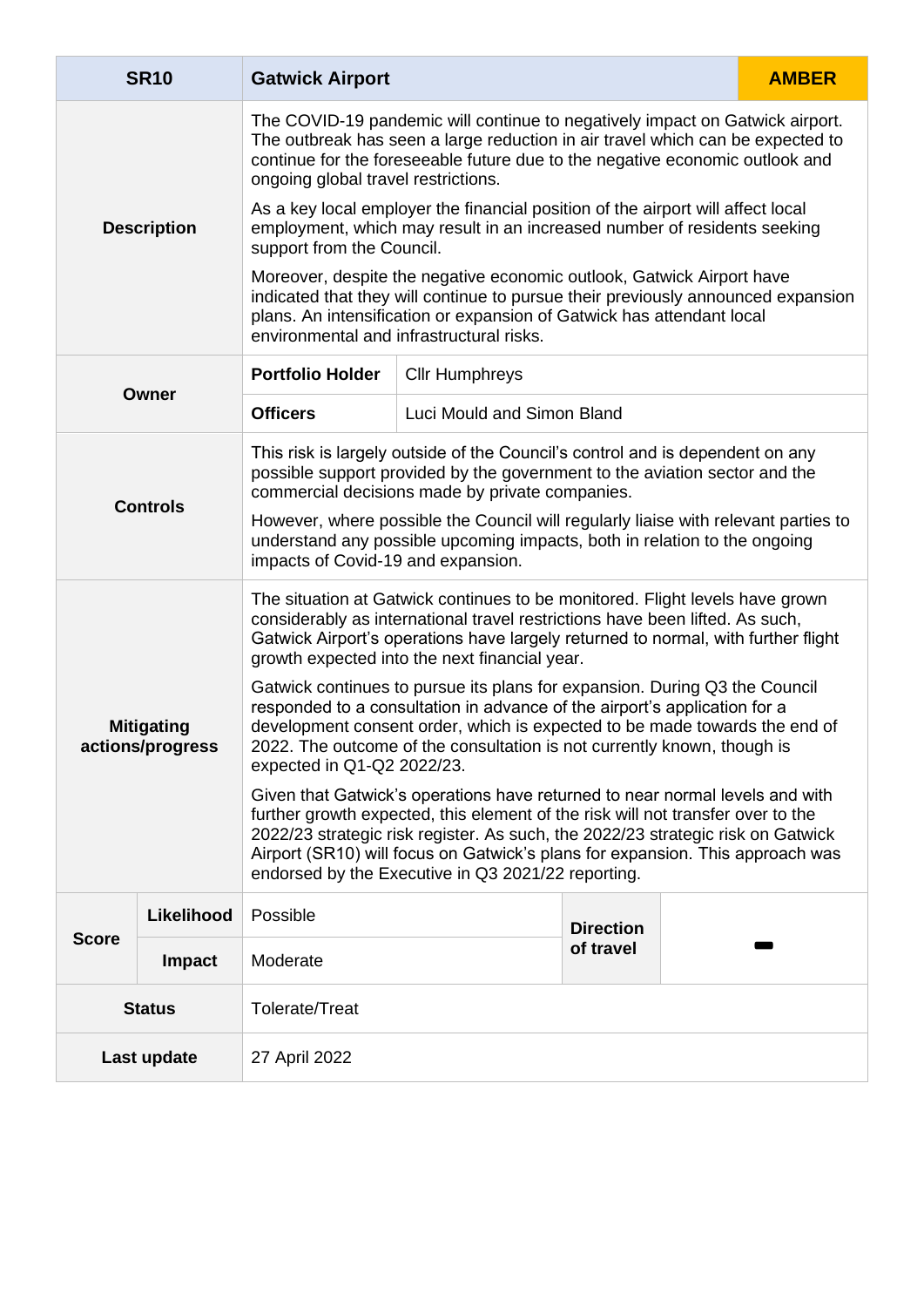| SR10 | Gatwick Airport | | | AMBER |
|---|---|---|---|---|
| Description | The COVID-19 pandemic will continue to negatively impact on Gatwick airport. The outbreak has seen a large reduction in air travel which can be expected to continue for the foreseeable future due to the negative economic outlook and ongoing global travel restrictions.<br><br>As a key local employer the financial position of the airport will affect local employment, which may result in an increased number of residents seeking support from the Council.<br><br>Moreover, despite the negative economic outlook, Gatwick Airport have indicated that they will continue to pursue their previously announced expansion plans. An intensification or expansion of Gatwick has attendant local environmental and infrastructural risks. | | | |
| Owner | **Portfolio Holder** | Cllr Humphreys | | |
| | **Officers** | Luci Mould and Simon Bland | | |
| Controls | This risk is largely outside of the Council's control and is dependent on any possible support provided by the government to the aviation sector and the commercial decisions made by private companies.<br><br>However, where possible the Council will regularly liaise with relevant parties to understand any possible upcoming impacts, both in relation to the ongoing impacts of Covid-19 and expansion. | | | |
| Mitigating actions/progress | The situation at Gatwick continues to be monitored. Flight levels have grown considerably as international travel restrictions have been lifted. As such, Gatwick Airport's operations have largely returned to normal, with further flight growth expected into the next financial year.<br><br>Gatwick continues to pursue its plans for expansion. During Q3 the Council responded to a consultation in advance of the airport's application for a development consent order, which is expected to be made towards the end of 2022. The outcome of the consultation is not currently known, though is expected in Q1-Q2 2022/23.<br><br>Given that Gatwick's operations have returned to near normal levels and with further growth expected, this element of the risk will not transfer over to the 2022/23 strategic risk register. As such, the 2022/23 strategic risk on Gatwick Airport (SR10) will focus on Gatwick's plans for expansion. This approach was endorsed by the Executive in Q3 2021/22 reporting. | | | |
| Score – Likelihood | Possible | | Direction of travel | ▬ |
| Score – Impact | Moderate | | | |
| Status | Tolerate/Treat | | | |
| Last update | 27 April 2022 | | | |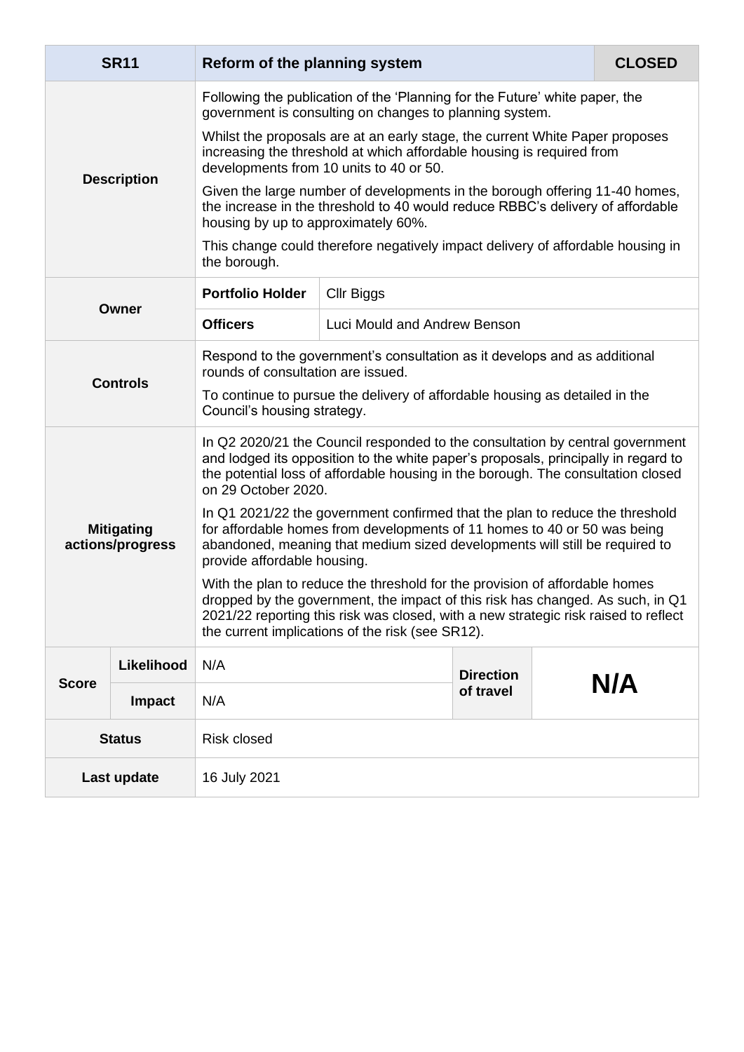| SR11 | | Reform of the planning system | | | | CLOSED |
|---|---|---|---|---|---|---|
| **Description** | | Following the publication of the 'Planning for the Future' white paper, the government is consulting on changes to planning system.<br><br>Whilst the proposals are at an early stage, the current White Paper proposes increasing the threshold at which affordable housing is required from developments from 10 units to 40 or 50.<br><br>Given the large number of developments in the borough offering 11-40 homes, the increase in the threshold to 40 would reduce RBBC's delivery of affordable housing by up to approximately 60%.<br><br>This change could therefore negatively impact delivery of affordable housing in the borough. | | | | |
| **Owner** | | **Portfolio Holder** | Cllr Biggs | | | |
| | | **Officers** | Luci Mould and Andrew Benson | | | |
| **Controls** | | Respond to the government's consultation as it develops and as additional rounds of consultation are issued.<br><br>To continue to pursue the delivery of affordable housing as detailed in the Council's housing strategy. | | | | |
| **Mitigating actions/progress** | | In Q2 2020/21 the Council responded to the consultation by central government and lodged its opposition to the white paper's proposals, principally in regard to the potential loss of affordable housing in the borough. The consultation closed on 29 October 2020.<br><br>In Q1 2021/22 the government confirmed that the plan to reduce the threshold for affordable homes from developments of 11 homes to 40 or 50 was being abandoned, meaning that medium sized developments will still be required to provide affordable housing.<br><br>With the plan to reduce the threshold for the provision of affordable homes dropped by the government, the impact of this risk has changed. As such, in Q1 2021/22 reporting this risk was closed, with a new strategic risk raised to reflect the current implications of the risk (see SR12). | | | | |
| **Score** | **Likelihood** | N/A | | **Direction of travel** | **N/A** | |
| | **Impact** | N/A | | | | |
| **Status** | | Risk closed | | | | |
| **Last update** | | 16 July 2021 | | | | |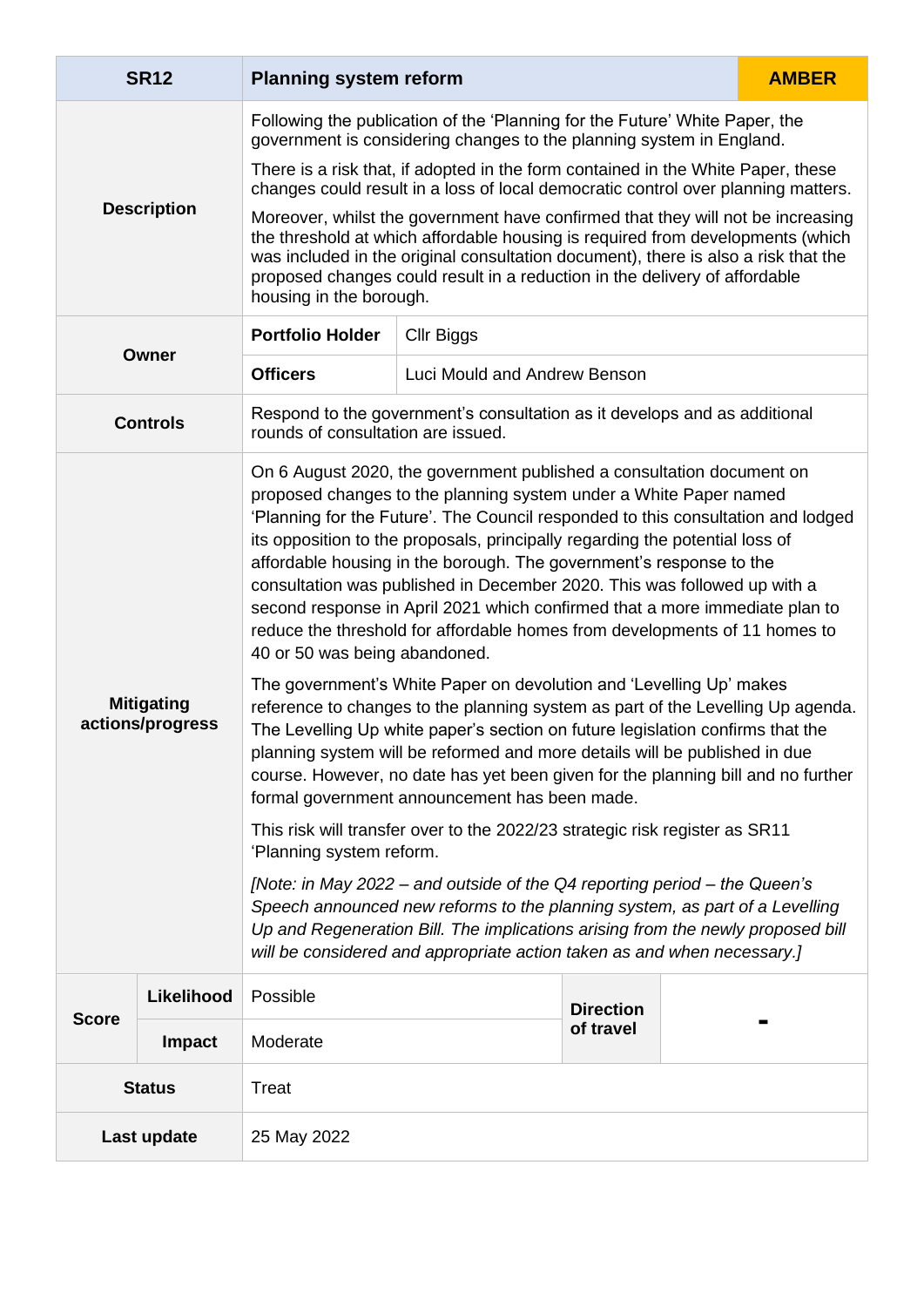| SR12 | | Planning system reform | | | AMBER |
|---|---|---|---|---|---|
| Description | | Following the publication of the 'Planning for the Future' White Paper, the government is considering changes to the planning system in England.<br><br>There is a risk that, if adopted in the form contained in the White Paper, these changes could result in a loss of local democratic control over planning matters.<br><br>Moreover, whilst the government have confirmed that they will not be increasing the threshold at which affordable housing is required from developments (which was included in the original consultation document), there is also a risk that the proposed changes could result in a reduction in the delivery of affordable housing in the borough. | | | |
| Owner | | **Portfolio Holder** | Cllr Biggs | | |
| | | **Officers** | Luci Mould and Andrew Benson | | |
| Controls | | Respond to the government's consultation as it develops and as additional rounds of consultation are issued. | | | |
| Mitigating actions/progress | | On 6 August 2020, the government published a consultation document on proposed changes to the planning system under a White Paper named 'Planning for the Future'. The Council responded to this consultation and lodged its opposition to the proposals, principally regarding the potential loss of affordable housing in the borough. The government's response to the consultation was published in December 2020. This was followed up with a second response in April 2021 which confirmed that a more immediate plan to reduce the threshold for affordable homes from developments of 11 homes to 40 or 50 was being abandoned.<br><br>The government's White Paper on devolution and 'Levelling Up' makes reference to changes to the planning system as part of the Levelling Up agenda. The Levelling Up white paper's section on future legislation confirms that the planning system will be reformed and more details will be published in due course. However, no date has yet been given for the planning bill and no further formal government announcement has been made.<br><br>This risk will transfer over to the 2022/23 strategic risk register as SR11 'Planning system reform.<br><br>*[Note: in May 2022 – and outside of the Q4 reporting period – the Queen's Speech announced new reforms to the planning system, as part of a Levelling Up and Regeneration Bill. The implications arising from the newly proposed bill will be considered and appropriate action taken as and when necessary.]* | | | |
| Score | Likelihood | Possible | | Direction of travel | - |
| | Impact | Moderate | | | |
| Status | | Treat | | | |
| Last update | | 25 May 2022 | | | |